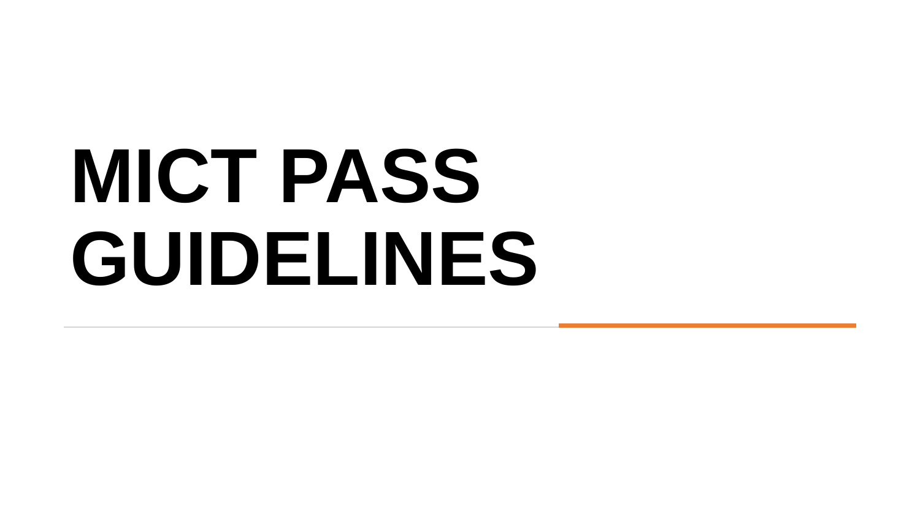# MICT PASS GUIDELINES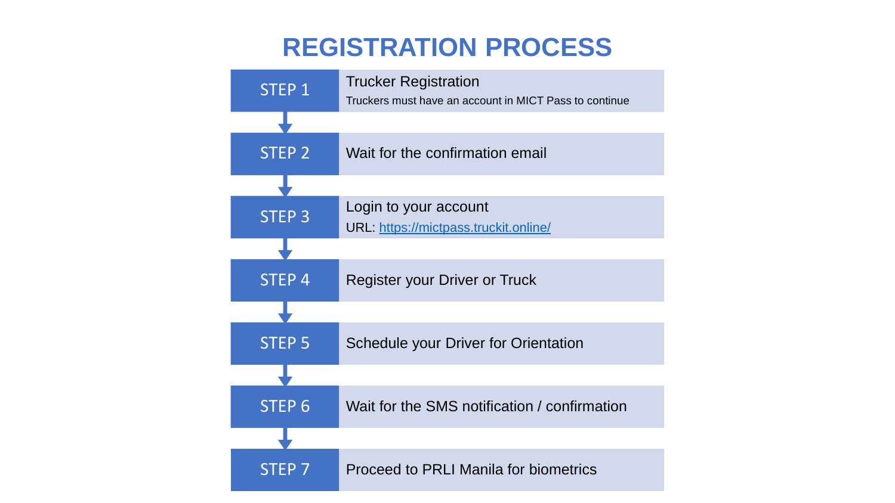# REGISTRATION PROCESS

| | |
|---|---|
| STEP 1 | Trucker Registration<br>Truckers must have an account in MICT Pass to continue |
| STEP 2 | Wait for the confirmation email |
| STEP 3 | Login to your account<br>URL: https://mictpass.truckit.online/ |
| STEP 4 | Register your Driver or Truck |
| STEP 5 | Schedule your Driver for Orientation |
| STEP 6 | Wait for the SMS notification / confirmation |
| STEP 7 | Proceed to PRLI Manila for biometrics |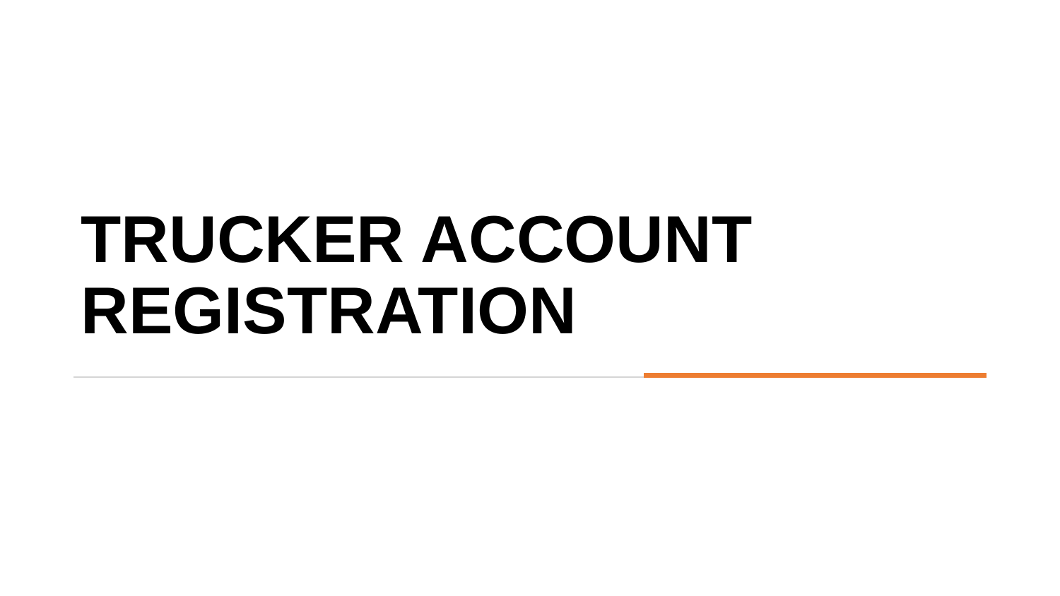# TRUCKER ACCOUNT REGISTRATION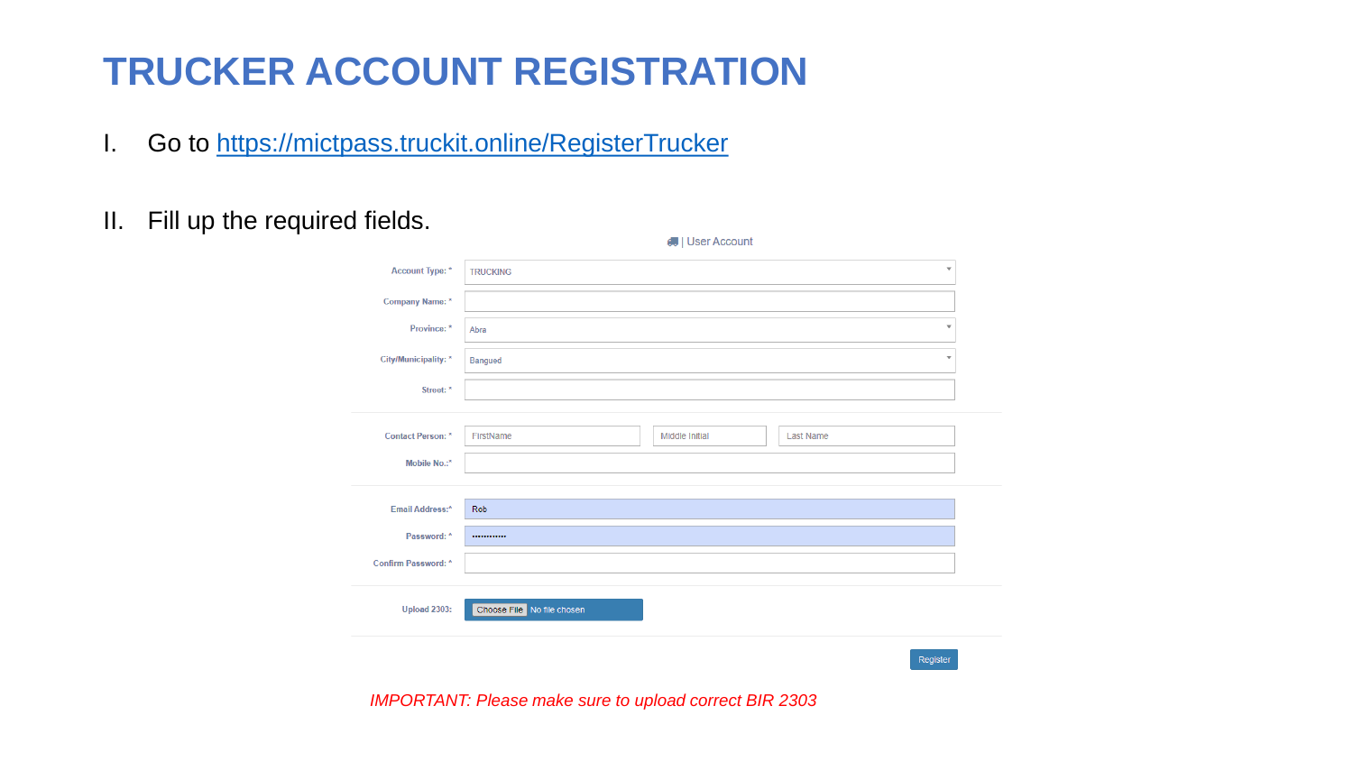# TRUCKER ACCOUNT REGISTRATION

I. Go to [https://mictpass.truckit.online/RegisterTrucker](https://mictpass.truckit.online/RegisterTrucker)

II. Fill up the required fields.

| User Account | |
|---|---|
| Account Type: * | TRUCKING |
| Company Name: * | |
| Province: * | Abra |
| City/Municipality: * | Bangued |
| Street: * | |
| Contact Person: * | FirstName / Middle Initial / Last Name |
| Mobile No.:* | |
| Email Address:* | Rob |
| Password: * | •••••••••••• |
| Confirm Password: * | |
| Upload 2303: | Choose File No file chosen |

Register

*IMPORTANT: Please make sure to upload correct BIR 2303*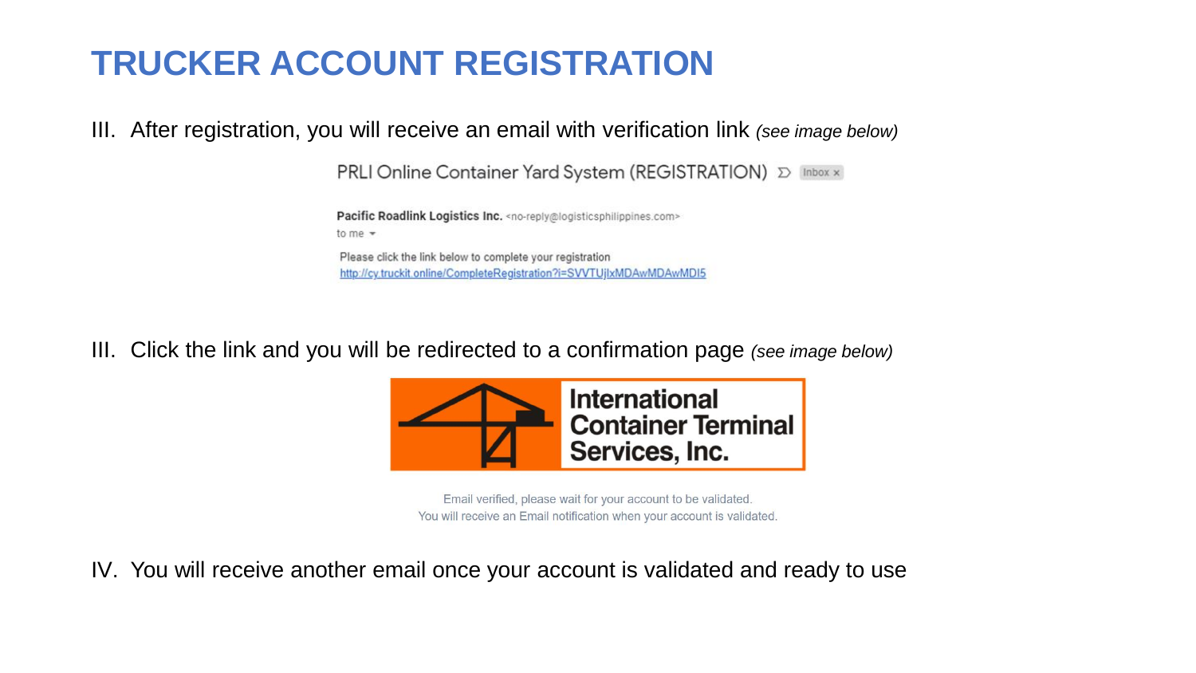# TRUCKER ACCOUNT REGISTRATION

III. After registration, you will receive an email with verification link *(see image below)*

PRLI Online Container Yard System (REGISTRATION) Inbox ×

**Pacific Roadlink Logistics Inc.** <no-reply@logisticsphilippines.com>
to me

Please click the link below to complete your registration
http://cy.truckit.online/CompleteRegistration?i=SVVTUjlxMDAwMDAwMDI5

III. Click the link and you will be redirected to a confirmation page *(see image below)*

International Container Terminal Services, Inc.

Email verified, please wait for your account to be validated.
You will receive an Email notification when your account is validated.

IV. You will receive another email once your account is validated and ready to use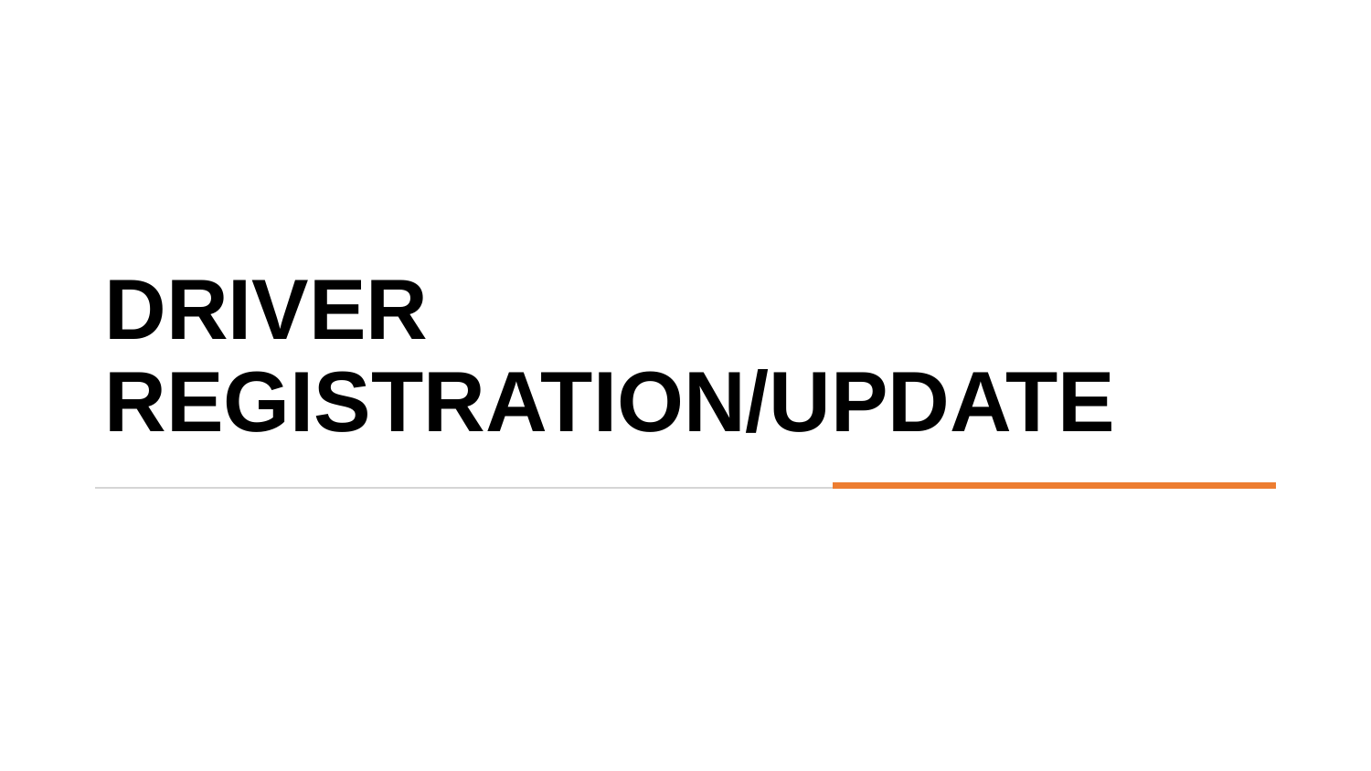# DRIVER REGISTRATION/UPDATE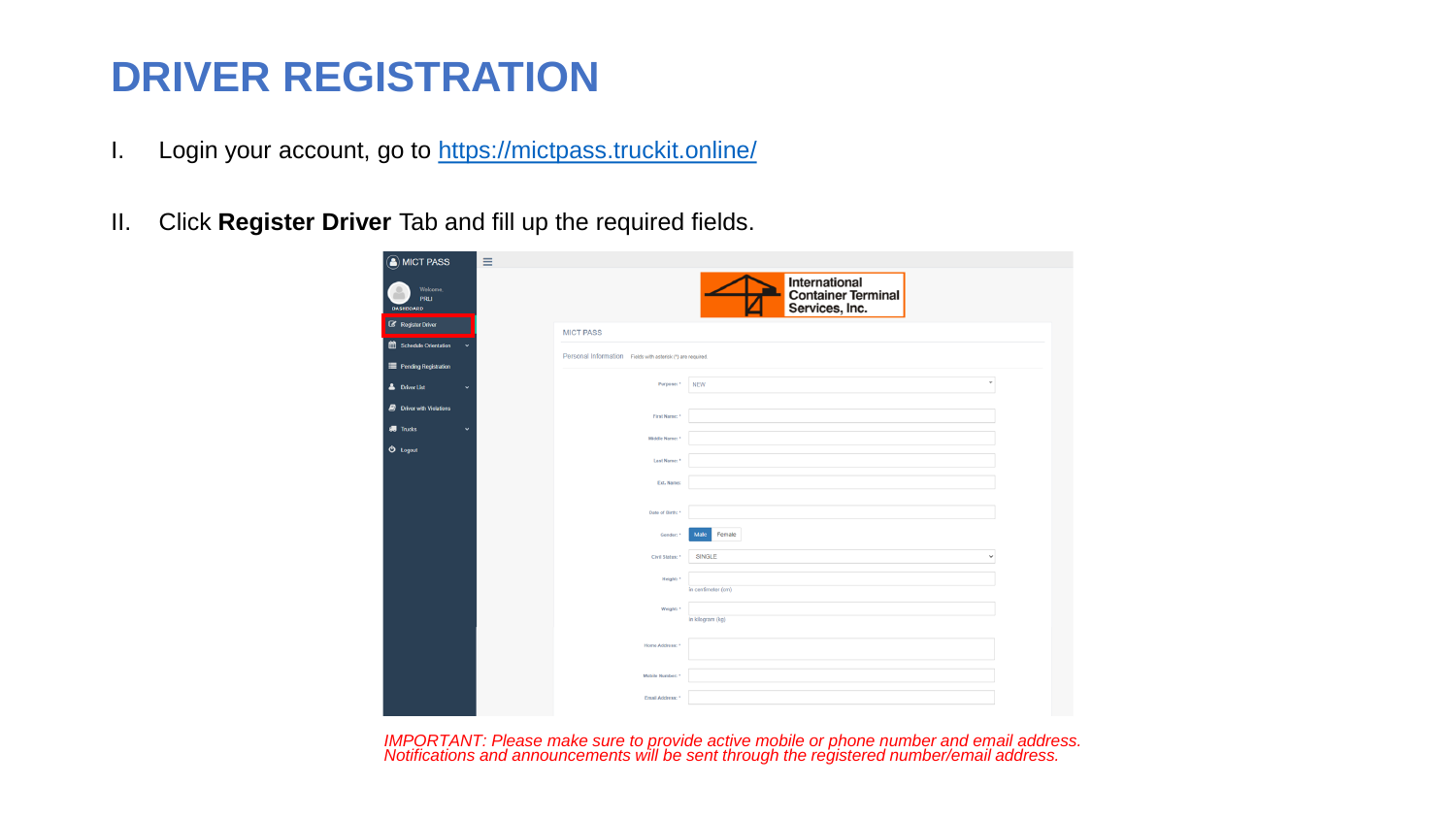# DRIVER REGISTRATION

I. Login your account, go to [https://mictpass.truckit.online/](https://mictpass.truckit.online/)

II. Click **Register Driver** Tab and fill up the required fields.

*IMPORTANT: Please make sure to provide active mobile or phone number and email address. Notifications and announcements will be sent through the registered number/email address.*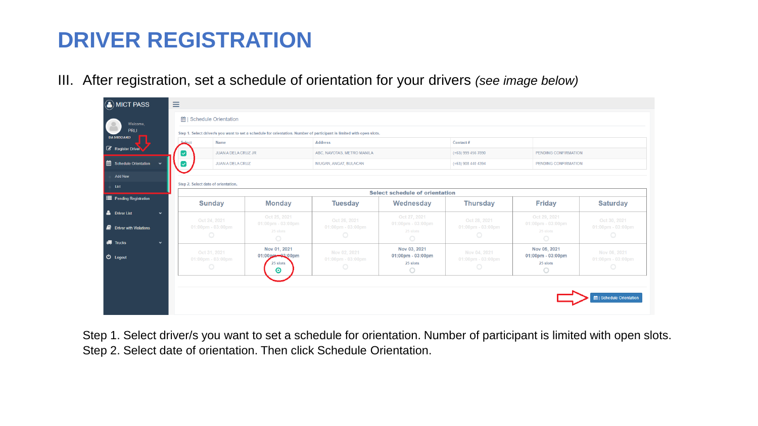# DRIVER REGISTRATION

III. After registration, set a schedule of orientation for your drivers *(see image below)*

Step 1. Select driver/s you want to set a schedule for orientation. Number of participant is limited with open slots.
Step 2. Select date of orientation. Then click Schedule Orientation.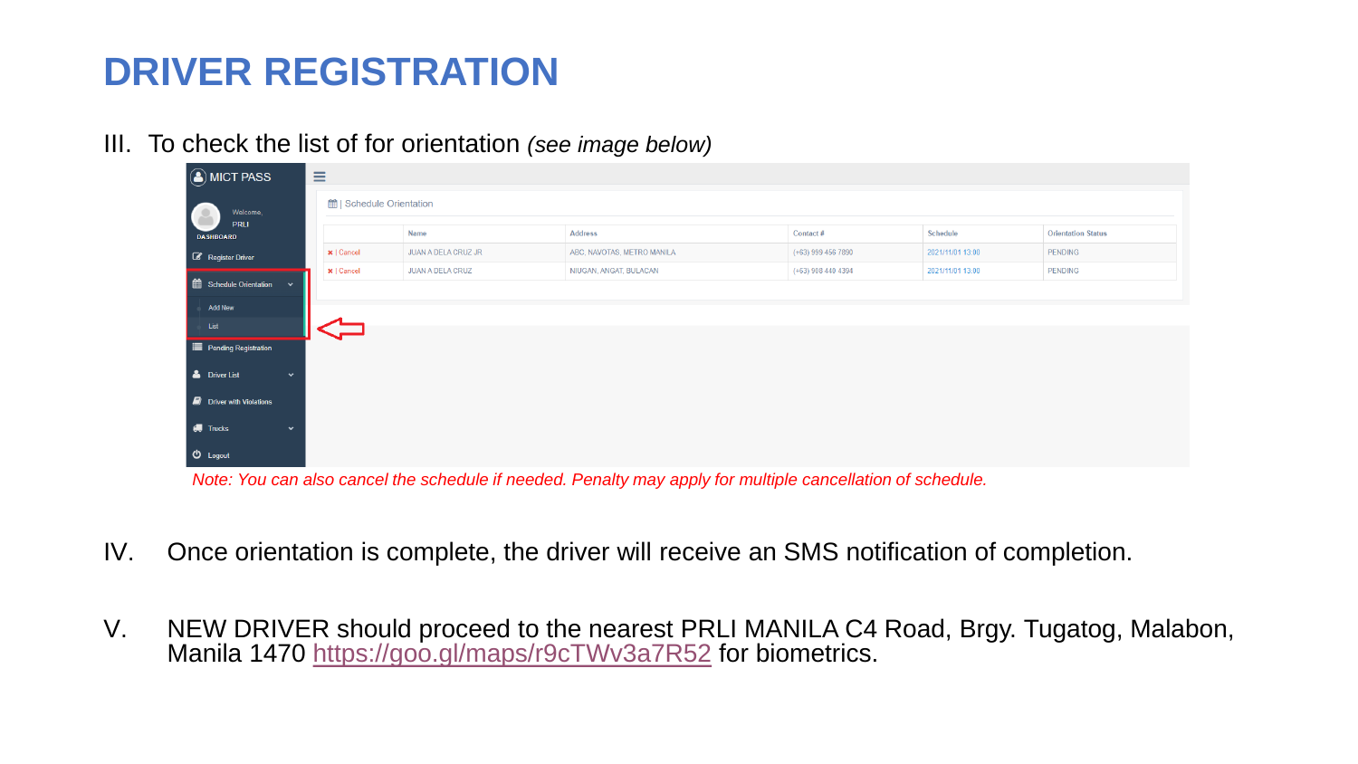# DRIVER REGISTRATION

III. To check the list of for orientation *(see image below)*

| | Name | Address | Contact # | Schedule | Orientation Status |
|---|---|---|---|---|---|
| ✖ \| Cancel | JUAN A DELA CRUZ JR | ABC, NAVOTAS, METRO MANILA | (+63) 999 456 7890 | 2021/11/01 13:00 | PENDING |
| ✖ \| Cancel | JUAN A DELA CRUZ | NIUGAN, ANGAT, BULACAN | (+63) 908 449 4394 | 2021/11/01 13:00 | PENDING |

*Note: You can also cancel the schedule if needed. Penalty may apply for multiple cancellation of schedule.*

IV. Once orientation is complete, the driver will receive an SMS notification of completion.

V. NEW DRIVER should proceed to the nearest PRLI MANILA C4 Road, Brgy. Tugatog, Malabon, Manila 1470 https://goo.gl/maps/r9cTWv3a7R52 for biometrics.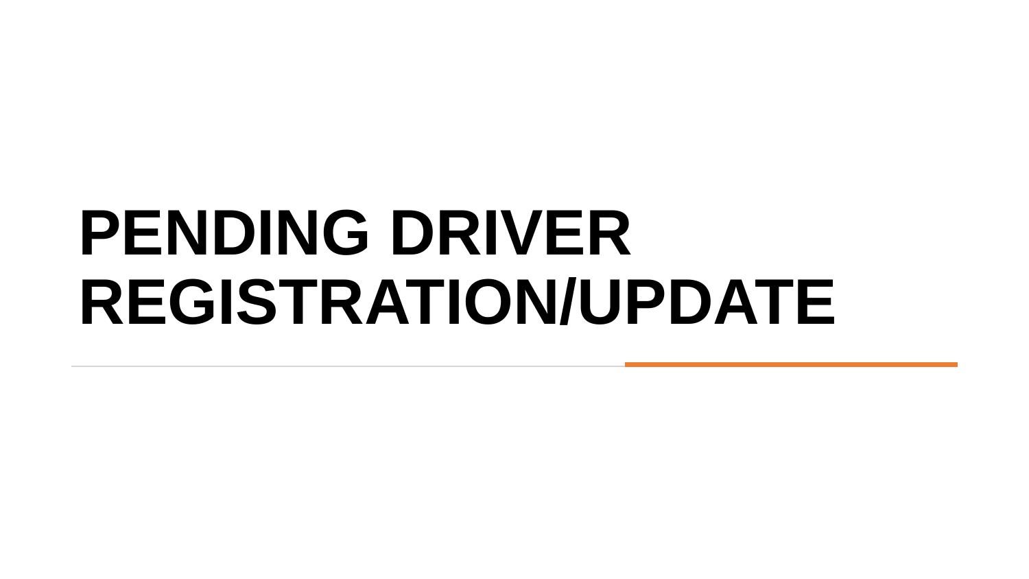# PENDING DRIVER REGISTRATION/UPDATE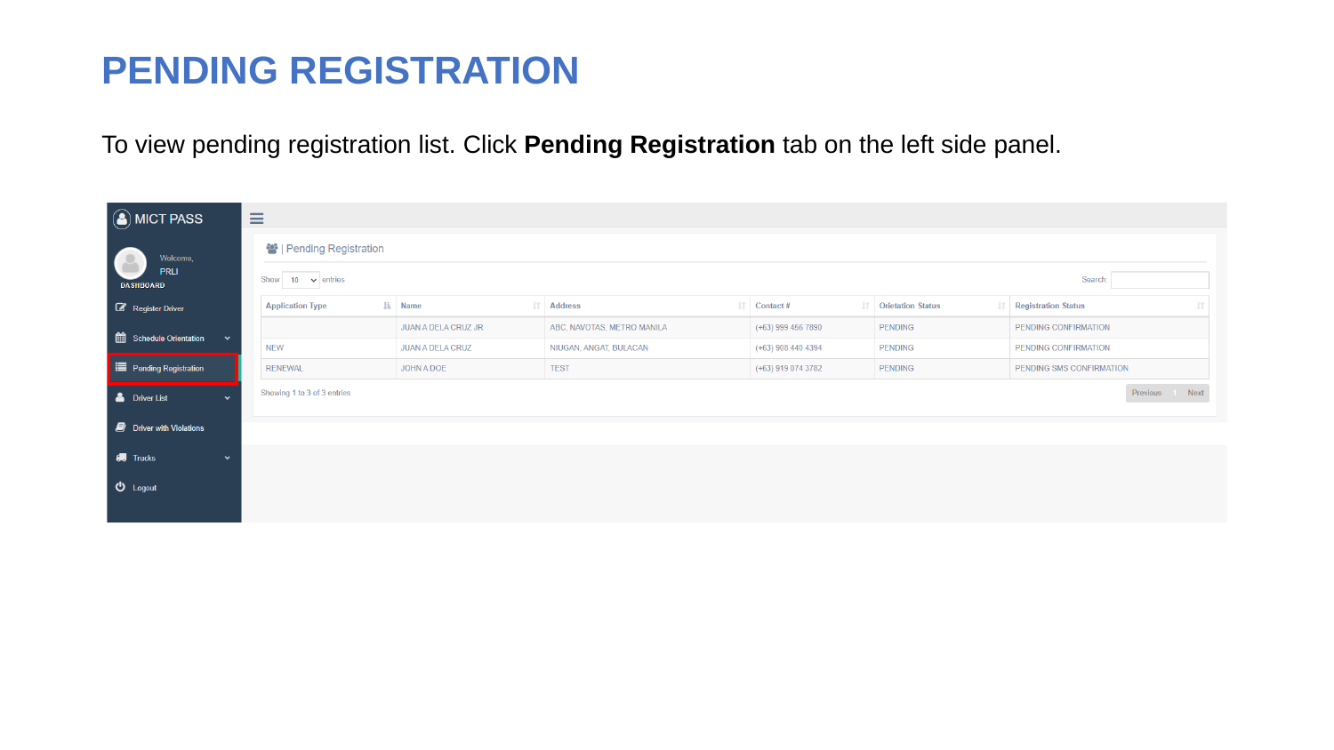# PENDING REGISTRATION

To view pending registration list. Click **Pending Registration** tab on the left side panel.

MICT PASS

Welcome,
PRLI
DASHBOARD

- Register Driver
- Schedule Orientation
- Pending Registration
- Driver List
- Driver with Violations
- Trucks
- Logout

Pending Registration

Show 10 entries

Search:

| Application Type | Name | Address | Contact # | Orietation Status | Registration Status |
|---|---|---|---|---|---|
| | JUAN A DELA CRUZ JR | ABC, NAVOTAS, METRO MANILA | (+63) 999 456 7890 | PENDING | PENDING CONFIRMATION |
| NEW | JUAN A DELA CRUZ | NIUGAN, ANGAT, BULACAN | (+63) 908 440 4394 | PENDING | PENDING CONFIRMATION |
| RENEWAL | JOHN A DOE | TEST | (+63) 919 074 3782 | PENDING | PENDING SMS CONFIRMATION |

Showing 1 to 3 of 3 entries

Previous 1 Next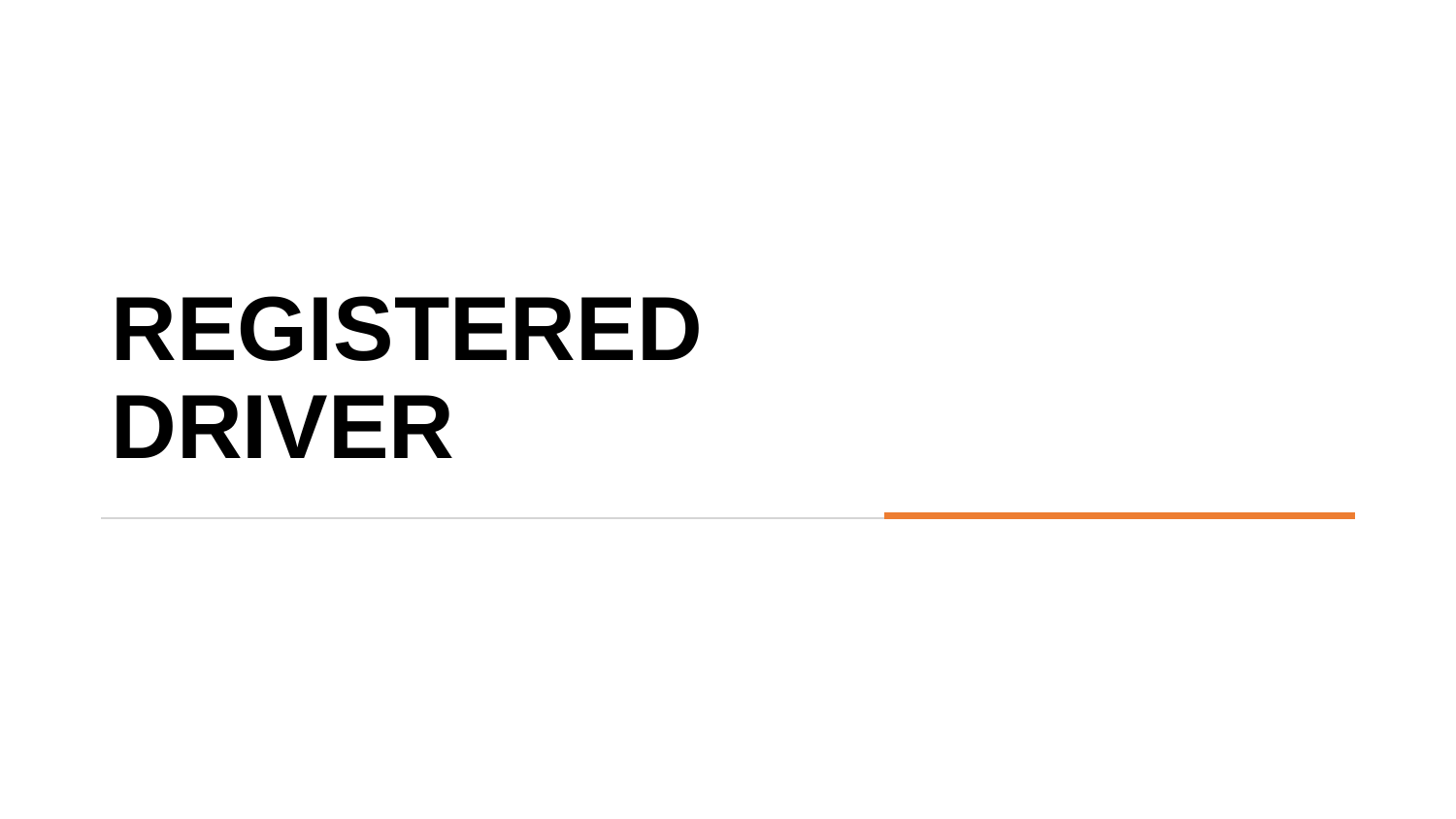# REGISTERED DRIVER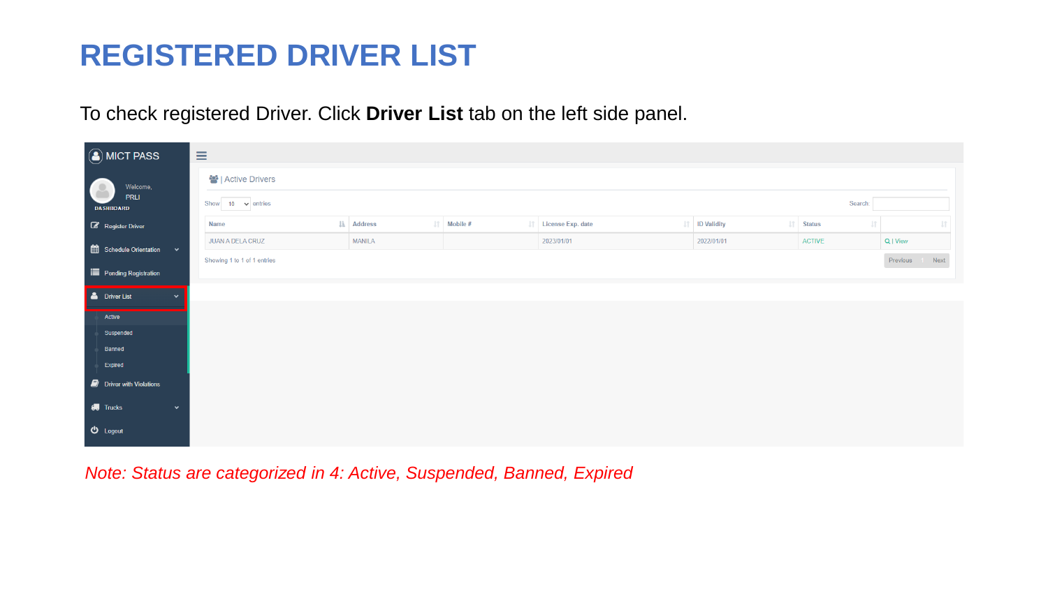# REGISTERED DRIVER LIST

To check registered Driver. Click **Driver List** tab on the left side panel.

MICT PASS

Welcome,
PRLI
DASHBOARD

- Register Driver
- Schedule Orientation
- Pending Registration
- Driver List
  - Active
  - Suspended
  - Banned
  - Expired
- Driver with Violations
- Trucks
- Logout

Active Drivers

Show 10 entries

Search:

| Name | Address | Mobile # | License Exp. date | ID Validity | Status | |
|---|---|---|---|---|---|---|
| JUAN A DELA CRUZ | MANILA | | 2023/01/01 | 2022/01/01 | ACTIVE | View |

Showing 1 to 1 of 1 entries

Previous 1 Next

*Note: Status are categorized in 4: Active, Suspended, Banned, Expired*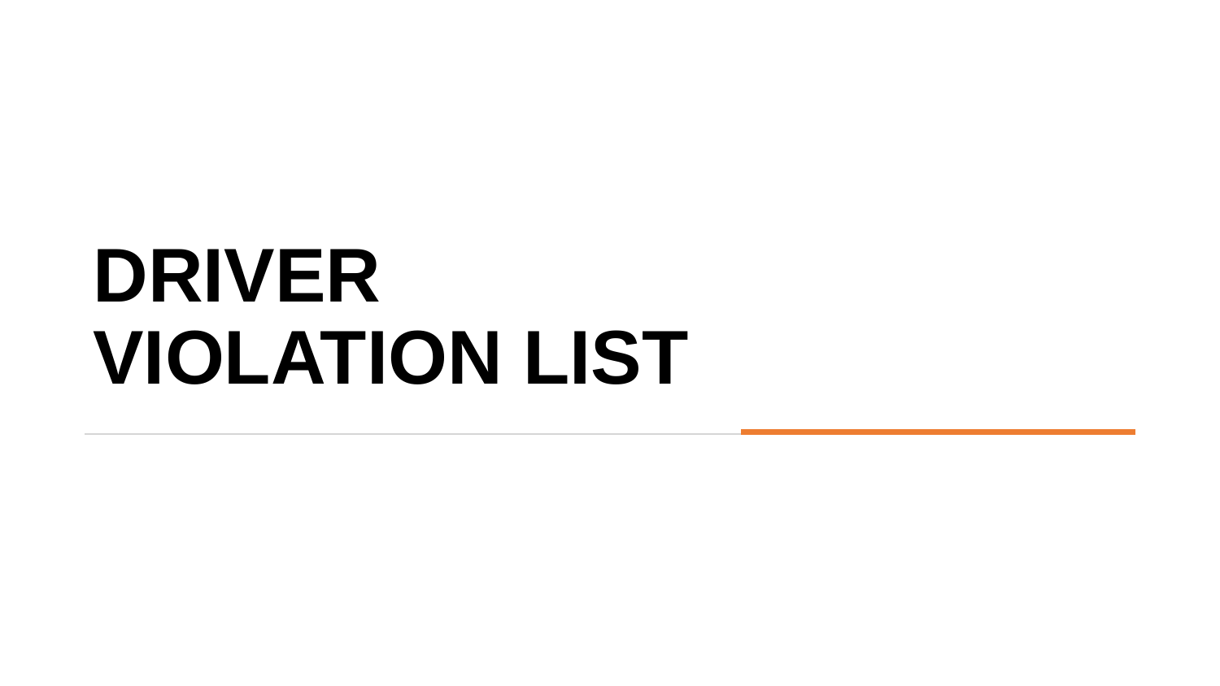# DRIVER VIOLATION LIST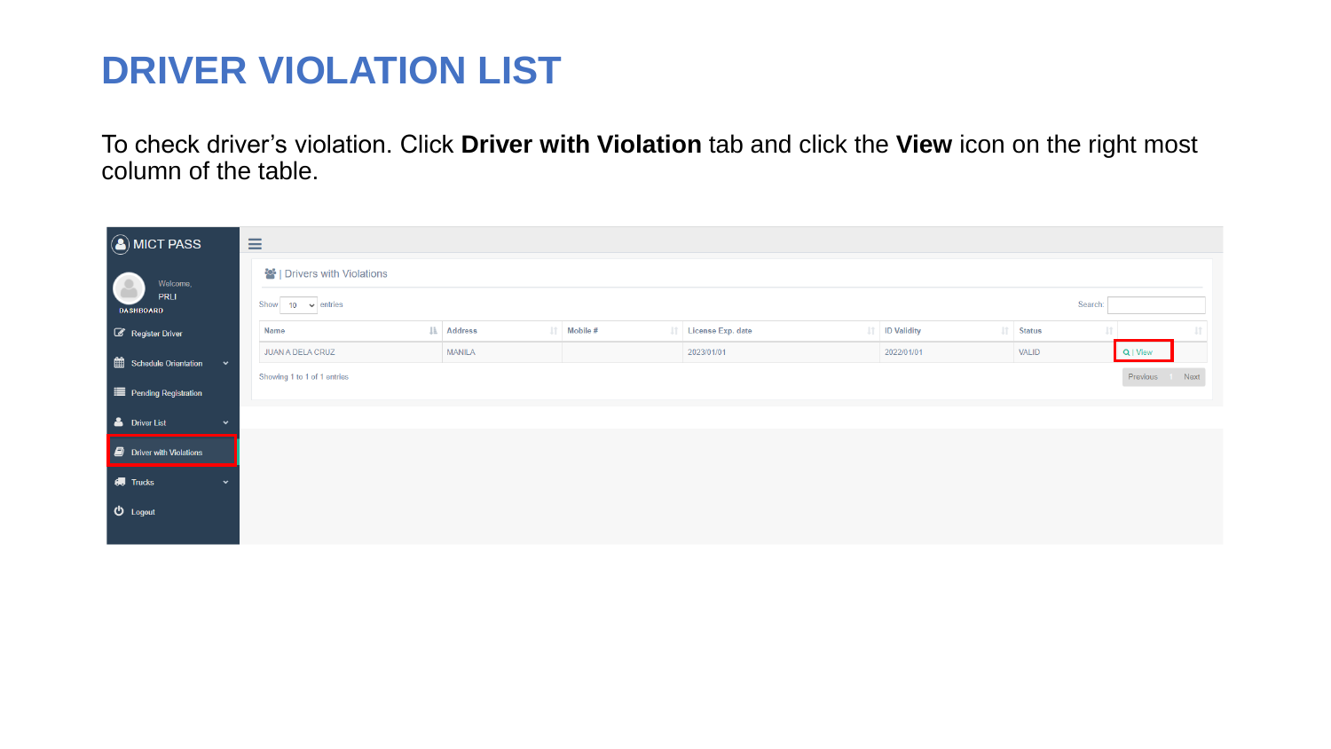# DRIVER VIOLATION LIST

To check driver's violation. Click **Driver with Violation** tab and click the **View** icon on the right most column of the table.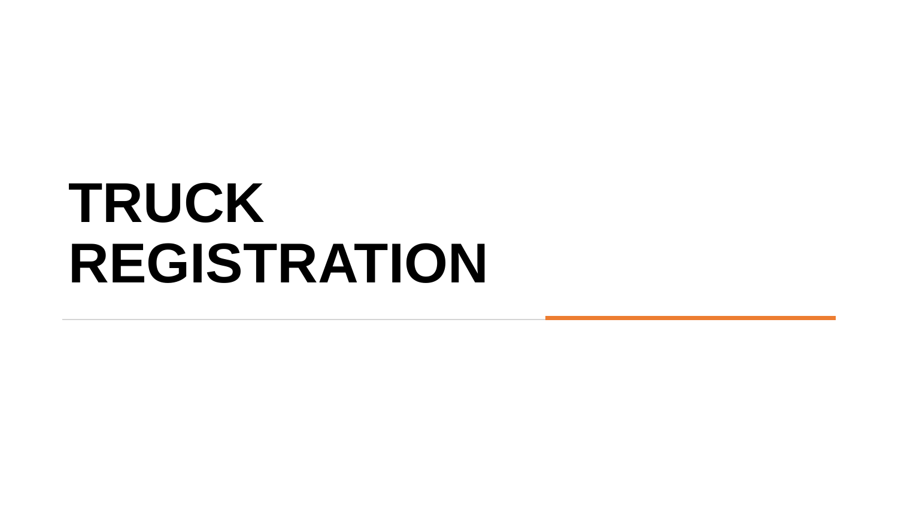# TRUCK REGISTRATION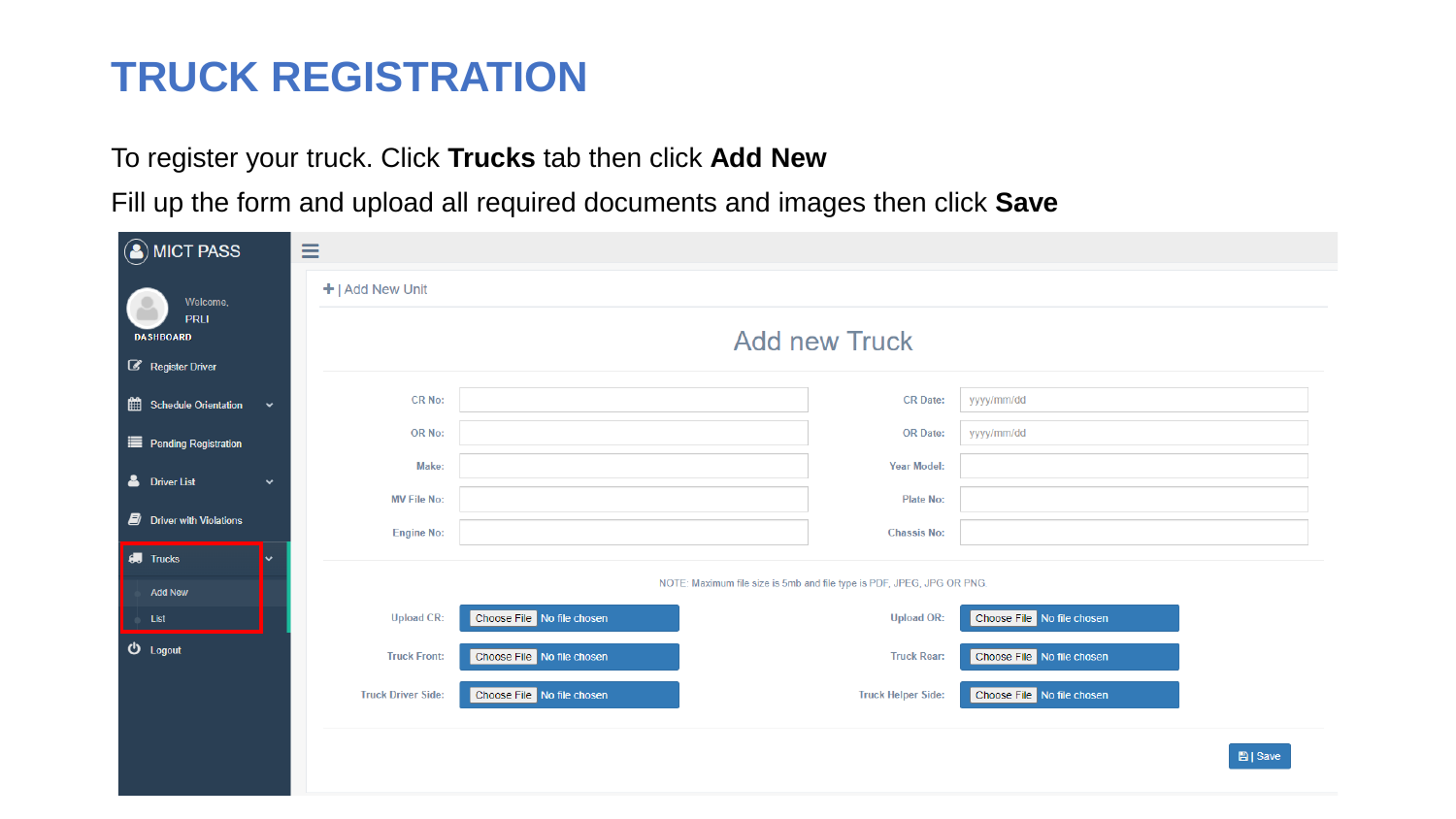# TRUCK REGISTRATION

To register your truck. Click **Trucks** tab then click **Add New**

Fill up the form and upload all required documents and images then click **Save**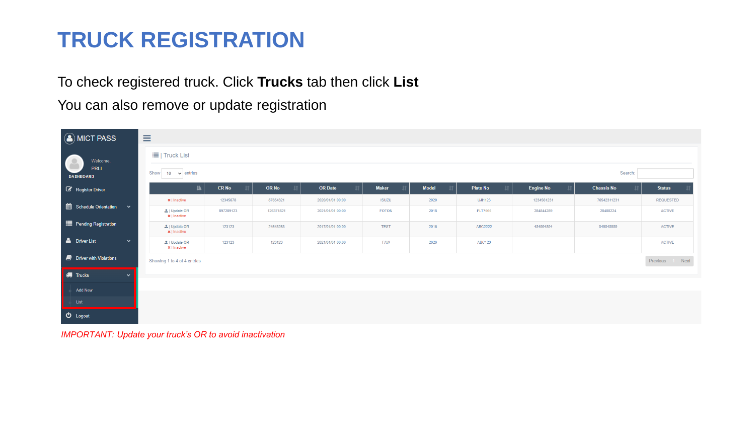# TRUCK REGISTRATION

To check registered truck. Click **Trucks** tab then click **List**

You can also remove or update registration

MICT PASS

Welcome,
PRLI
DASHBOARD

Register Driver
Schedule Orientation
Pending Registration
Driver List
Driver with Violations
Trucks
Add New
List
Logout

Truck List

Show 10 entries

Search

| | CR No | OR No | OR Date | Maker | Model | Plate No | Engine No | Chassis No | Status |
|---|---|---|---|---|---|---|---|---|---|
| Inactive | 12345678 | 87654321 | 2020/01/01 00:00 | ISUZU | 2020 | UJH123 | 1234561231 | 78542311231 | REQUESTED |
| Update OR / Inactive | 897289123 | 126371821 | 2021/01/01 00:00 | FOTON | 2018 | PLT7565 | 284844289 | 28488224 | ACTIVE |
| Update OR / Inactive | 123123 | 24543253 | 2017/01/01 00:00 | TEST | 2016 | ABC2222 | 484984894 | 849848989 | ACTIVE |
| Update OR / Inactive | 123123 | 123123 | 2021/01/01 00:00 | FAW | 2020 | ABC123 | | | ACTIVE |

Showing 1 to 4 of 4 entries

Previous 1 Next

*IMPORTANT: Update your truck's OR to avoid inactivation*